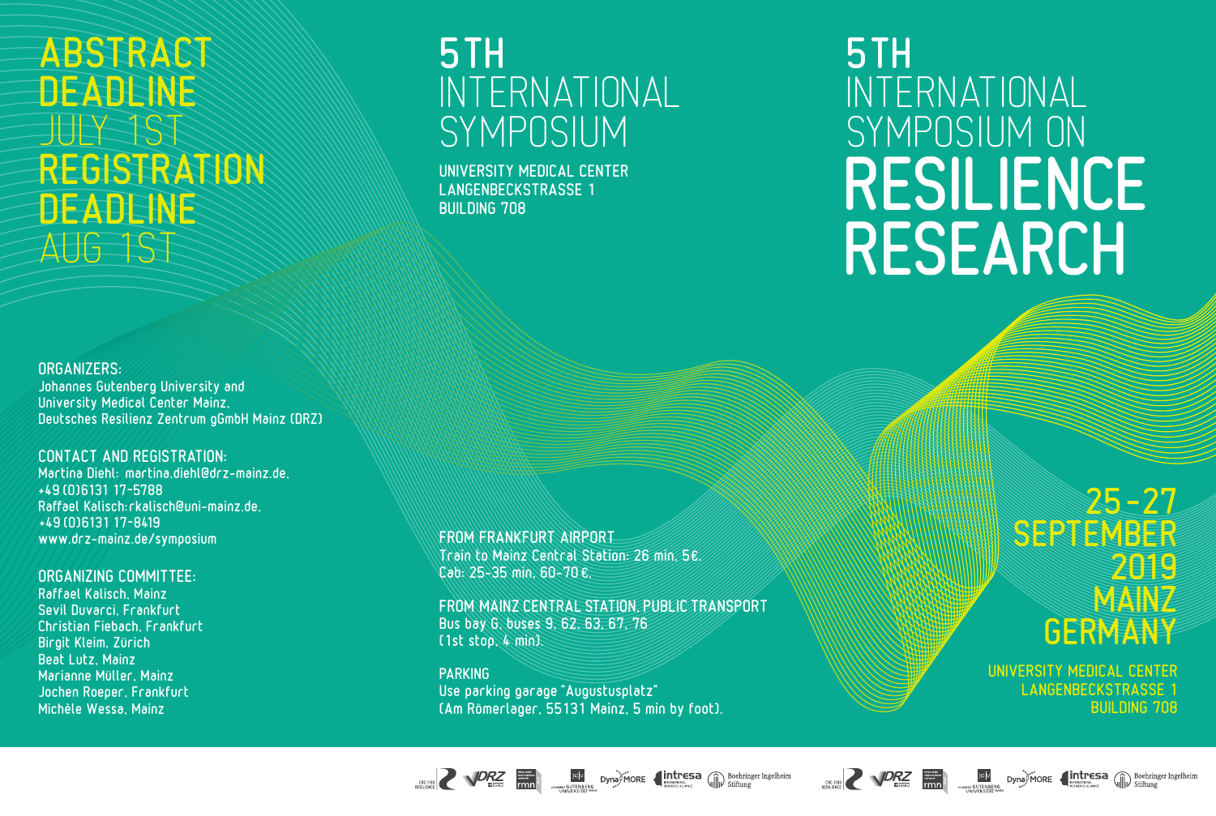# ABSTRACT DEADLINE

JULY 1ST

# REGISTRATION DEADLINE

AUG 1ST

**ORGANIZERS:**
Johannes Gutenberg University and
University Medical Center Mainz,
Deutsches Resilienz Zentrum gGmbH Mainz (DRZ)

**CONTACT AND REGISTRATION:**
Martina Diehl: martina.diehl@drz-mainz.de,
+49 (0)6131 17-5788
Raffael Kalisch: rkalisch@uni-mainz.de,
+49 (0)6131 17-8419
www.drz-mainz.de/symposium

**ORGANIZING COMMITTEE:**
Raffael Kalisch, Mainz
Sevil Duvarci, Frankfurt
Christian Fiebach, Frankfurt
Birgit Kleim, Zürich
Beat Lutz, Mainz
Marianne Müller, Mainz
Jochen Roeper, Frankfurt
Michèle Wessa, Mainz

# 5TH INTERNATIONAL SYMPOSIUM

**UNIVERSITY MEDICAL CENTER
LANGENBECKSTRASSE 1
BUILDING 708**

**FROM FRANKFURT AIRPORT**
Train to Mainz Central Station: 26 min, 5€.
Cab: 25-35 min, 60-70 €.

**FROM MAINZ CENTRAL STATION, PUBLIC TRANSPORT**
Bus bay G, buses 9, 62, 63, 67, 76
(1st stop, 4 min).

**PARKING**
Use parking garage "Augustusplatz"
(Am Römerlager, 55131 Mainz, 5 min by foot).

# 5TH INTERNATIONAL SYMPOSIUM ON RESILIENCE RESEARCH

## 25-27 SEPTEMBER 2019 MAINZ GERMANY

**UNIVERSITY MEDICAL CENTER
LANGENBECKSTRASSE 1
BUILDING 708**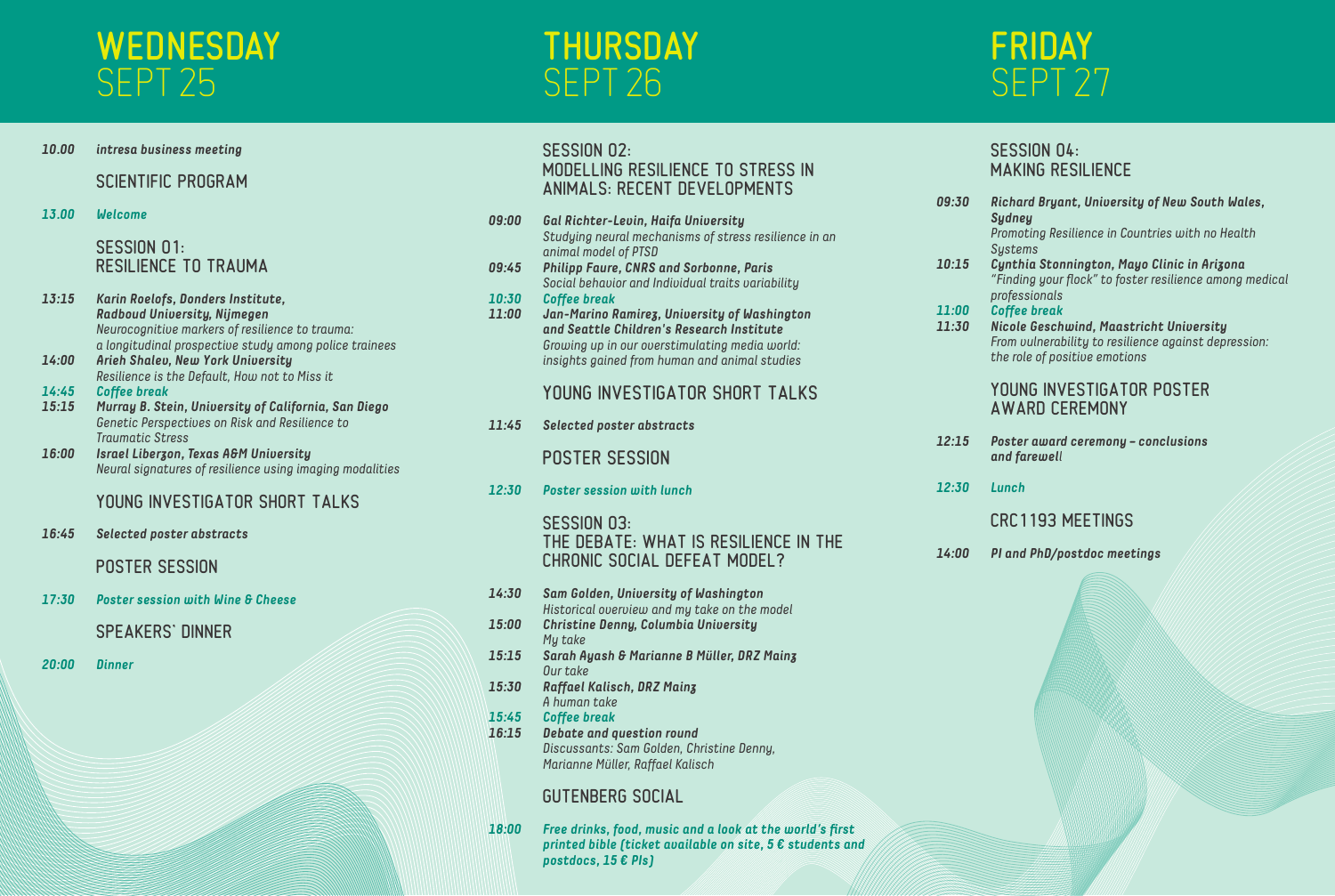# WEDNESDAY SEPT 25

*10.00* ***intresa business meeting***

## SCIENTIFIC PROGRAM

*13.00* ***Welcome***

## SESSION 01: RESILIENCE TO TRAUMA

*13:15* ***Karin Roelofs, Donders Institute, Radboud University, Nijmegen***
*Neurocognitive markers of resilience to trauma: a longitudinal prospective study among police trainees*

*14:00* ***Arieh Shalev, New York University***
*Resilience is the Default, How not to Miss it*

*14:45* ***Coffee break***

*15:15* ***Murray B. Stein, University of California, San Diego***
*Genetic Perspectives on Risk and Resilience to Traumatic Stress*

*16:00* ***Israel Liberzon, Texas A&M University***
*Neural signatures of resilience using imaging modalities*

## YOUNG INVESTIGATOR SHORT TALKS

*16:45* ***Selected poster abstracts***

## POSTER SESSION

*17:30* ***Poster session with Wine & Cheese***

## SPEAKERS' DINNER

*20:00* ***Dinner***

# THURSDAY SEPT 26

## SESSION 02: MODELLING RESILIENCE TO STRESS IN ANIMALS: RECENT DEVELOPMENTS

*09:00* ***Gal Richter-Levin, Haifa University***
*Studying neural mechanisms of stress resilience in an animal model of PTSD*

*09:45* ***Philipp Faure, CNRS and Sorbonne, Paris***
*Social behavior and Individual traits variability*

*10:30* ***Coffee break***

*11:00* ***Jan-Marino Ramirez, University of Washington and Seattle Children's Research Institute***
*Growing up in our overstimulating media world: insights gained from human and animal studies*

## YOUNG INVESTIGATOR SHORT TALKS

*11:45* ***Selected poster abstracts***

## POSTER SESSION

*12:30* ***Poster session with lunch***

## SESSION 03: THE DEBATE: WHAT IS RESILIENCE IN THE CHRONIC SOCIAL DEFEAT MODEL?

*14:30* ***Sam Golden, University of Washington***
*Historical overview and my take on the model*

*15:00* ***Christine Denny, Columbia University***
*My take*

*15:15* ***Sarah Ayash & Marianne B Müller, DRZ Mainz***
*Our take*

*15:30* ***Raffael Kalisch, DRZ Mainz***
*A human take*

*15:45* ***Coffee break***

*16:15* ***Debate and question round***
*Discussants: Sam Golden, Christine Denny, Marianne Müller, Raffael Kalisch*

## GUTENBERG SOCIAL

*18:00* ***Free drinks, food, music and a look at the world's first printed bible (ticket available on site, 5 € students and postdocs, 15 € PIs)***

# FRIDAY SEPT 27

## SESSION 04: MAKING RESILIENCE

*09:30* ***Richard Bryant, University of New South Wales, Sydney***
*Promoting Resilience in Countries with no Health Systems*

*10:15* ***Cynthia Stonnington, Mayo Clinic in Arizona***
*"Finding your flock" to foster resilience among medical professionals*

*11:00* ***Coffee break***

*11:30* ***Nicole Geschwind, Maastricht University***
*From vulnerability to resilience against depression: the role of positive emotions*

## YOUNG INVESTIGATOR POSTER AWARD CEREMONY

*12:15* ***Poster award ceremony – conclusions and farewell***

*12:30* ***Lunch***

## CRC1193 MEETINGS

*14:00* ***PI and PhD/postdoc meetings***